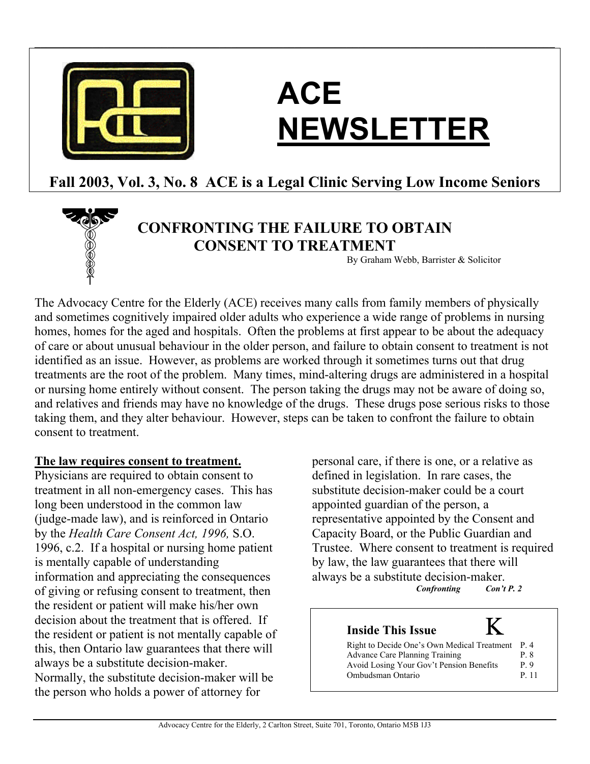# ACE NEWSLETTER

**Fall 2003, Vol. 3, No. 8 ACE is a Legal Clinic Serving Low Income Seniors**

## CONFRONTING THE FAILURE TO OBTAIN CONSENT TO TREATMENT

By Graham Webb, Barrister & Solicitor

The Advocacy Centre for the Elderly (ACE) receives many calls from family members of physically and sometimes cognitively impaired older adults who experience a wide range of problems in nursing homes, homes for the aged and hospitals. Often the problems at first appear to be about the adequacy of care or about unusual behaviour in the older person, and failure to obtain consent to treatment is not identified as an issue. However, as problems are worked through it sometimes turns out that drug treatments are the root of the problem. Many times, mind-altering drugs are administered in a hospital or nursing home entirely without consent. The person taking the drugs may not be aware of doing so, and relatives and friends may have no knowledge of the drugs. These drugs pose serious risks to those taking them, and they alter behaviour. However, steps can be taken to confront the failure to obtain consent to treatment.

**The law requires consent to treatment.**

Physicians are required to obtain consent to treatment in all non-emergency cases. This has long been understood in the common law (judge-made law), and is reinforced in Ontario by the *Health Care Consent Act, 1996,* S.O. 1996, c.2. If a hospital or nursing home patient is mentally capable of understanding information and appreciating the consequences of giving or refusing consent to treatment, then the resident or patient will make his/her own decision about the treatment that is offered. If the resident or patient is not mentally capable of this, then Ontario law guarantees that there will always be a substitute decision-maker. Normally, the substitute decision-maker will be the person who holds a power of attorney for personal care, if there is one, or a relative as defined in legislation. In rare cases, the substitute decision-maker could be a court appointed guardian of the person, a representative appointed by the Consent and Capacity Board, or the Public Guardian and Trustee. Where consent to treatment is required by law, the law guarantees that there will always be a substitute decision-maker.

***Confronting Con't P. 2***

### Inside This Issue

| | |
|---|---|
| Right to Decide One's Own Medical Treatment | P. 4 |
| Advance Care Planning Training | P. 8 |
| Avoid Losing Your Gov't Pension Benefits | P. 9 |
| Ombudsman Ontario | P. 11 |

Advocacy Centre for the Elderly, 2 Carlton Street, Suite 701, Toronto, Ontario M5B 1J3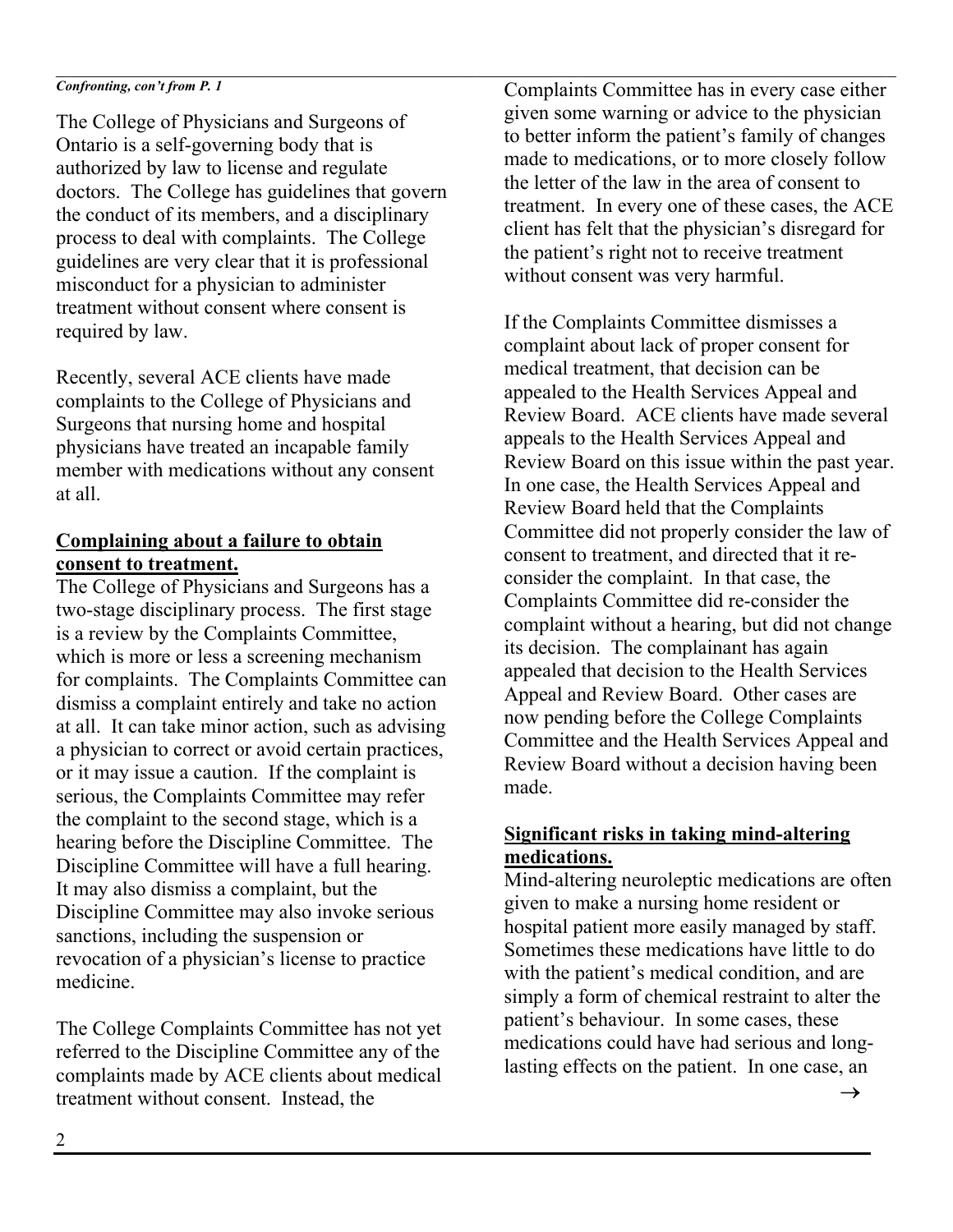*Confronting, con't from P. 1*

The College of Physicians and Surgeons of Ontario is a self-governing body that is authorized by law to license and regulate doctors. The College has guidelines that govern the conduct of its members, and a disciplinary process to deal with complaints. The College guidelines are very clear that it is professional misconduct for a physician to administer treatment without consent where consent is required by law.

Recently, several ACE clients have made complaints to the College of Physicians and Surgeons that nursing home and hospital physicians have treated an incapable family member with medications without any consent at all.

**Complaining about a failure to obtain consent to treatment.**

The College of Physicians and Surgeons has a two-stage disciplinary process. The first stage is a review by the Complaints Committee, which is more or less a screening mechanism for complaints. The Complaints Committee can dismiss a complaint entirely and take no action at all. It can take minor action, such as advising a physician to correct or avoid certain practices, or it may issue a caution. If the complaint is serious, the Complaints Committee may refer the complaint to the second stage, which is a hearing before the Discipline Committee. The Discipline Committee will have a full hearing. It may also dismiss a complaint, but the Discipline Committee may also invoke serious sanctions, including the suspension or revocation of a physician's license to practice medicine.

The College Complaints Committee has not yet referred to the Discipline Committee any of the complaints made by ACE clients about medical treatment without consent. Instead, the Complaints Committee has in every case either given some warning or advice to the physician to better inform the patient's family of changes made to medications, or to more closely follow the letter of the law in the area of consent to treatment. In every one of these cases, the ACE client has felt that the physician's disregard for the patient's right not to receive treatment without consent was very harmful.

If the Complaints Committee dismisses a complaint about lack of proper consent for medical treatment, that decision can be appealed to the Health Services Appeal and Review Board. ACE clients have made several appeals to the Health Services Appeal and Review Board on this issue within the past year. In one case, the Health Services Appeal and Review Board held that the Complaints Committee did not properly consider the law of consent to treatment, and directed that it re-consider the complaint. In that case, the Complaints Committee did re-consider the complaint without a hearing, but did not change its decision. The complainant has again appealed that decision to the Health Services Appeal and Review Board. Other cases are now pending before the College Complaints Committee and the Health Services Appeal and Review Board without a decision having been made.

**Significant risks in taking mind-altering medications.**

Mind-altering neuroleptic medications are often given to make a nursing home resident or hospital patient more easily managed by staff. Sometimes these medications have little to do with the patient's medical condition, and are simply a form of chemical restraint to alter the patient's behaviour. In some cases, these medications could have had serious and long-lasting effects on the patient. In one case, an →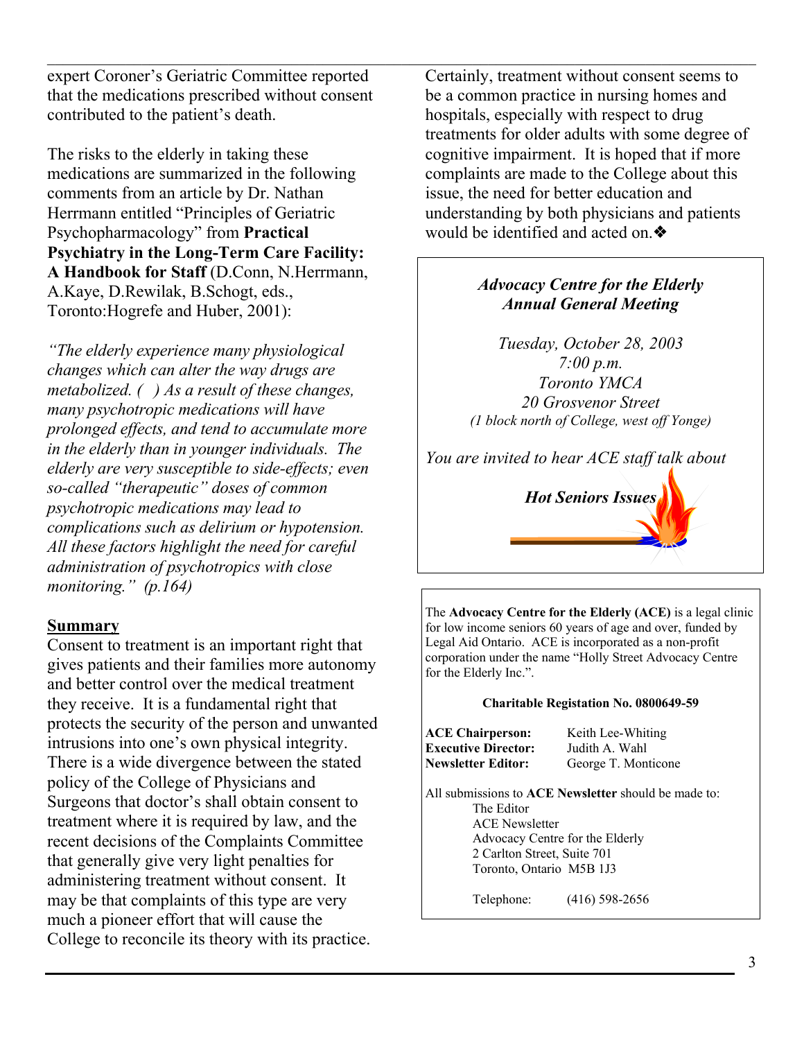expert Coroner's Geriatric Committee reported that the medications prescribed without consent contributed to the patient's death.

The risks to the elderly in taking these medications are summarized in the following comments from an article by Dr. Nathan Herrmann entitled "Principles of Geriatric Psychopharmacology" from **Practical Psychiatry in the Long-Term Care Facility: A Handbook for Staff** (D.Conn, N.Herrmann, A.Kaye, D.Rewilak, B.Schogt, eds., Toronto:Hogrefe and Huber, 2001):

*"The elderly experience many physiological changes which can alter the way drugs are metabolized. ( ) As a result of these changes, many psychotropic medications will have prolonged effects, and tend to accumulate more in the elderly than in younger individuals. The elderly are very susceptible to side-effects; even so-called "therapeutic" doses of common psychotropic medications may lead to complications such as delirium or hypotension. All these factors highlight the need for careful administration of psychotropics with close monitoring." (p.164)*

## Summary

Consent to treatment is an important right that gives patients and their families more autonomy and better control over the medical treatment they receive. It is a fundamental right that protects the security of the person and unwanted intrusions into one's own physical integrity. There is a wide divergence between the stated policy of the College of Physicians and Surgeons that doctor's shall obtain consent to treatment where it is required by law, and the recent decisions of the Complaints Committee that generally give very light penalties for administering treatment without consent. It may be that complaints of this type are very much a pioneer effort that will cause the College to reconcile its theory with its practice. Certainly, treatment without consent seems to be a common practice in nursing homes and hospitals, especially with respect to drug treatments for older adults with some degree of cognitive impairment. It is hoped that if more complaints are made to the College about this issue, the need for better education and understanding by both physicians and patients would be identified and acted on.❖

---

*Advocacy Centre for the Elderly*
*Annual General Meeting*

*Tuesday, October 28, 2003*
*7:00 p.m.*
*Toronto YMCA*
*20 Grosvenor Street*
*(1 block north of College, west off Yonge)*

*You are invited to hear ACE staff talk about*

***Hot Seniors Issues***

---

The **Advocacy Centre for the Elderly (ACE)** is a legal clinic for low income seniors 60 years of age and over, funded by Legal Aid Ontario. ACE is incorporated as a non-profit corporation under the name "Holly Street Advocacy Centre for the Elderly Inc.".

**Charitable Registration No. 0800649-59**

**ACE Chairperson:** Keith Lee-Whiting
**Executive Director:** Judith A. Wahl
**Newsletter Editor:** George T. Monticone

All submissions to **ACE Newsletter** should be made to:
The Editor
ACE Newsletter
Advocacy Centre for the Elderly
2 Carlton Street, Suite 701
Toronto, Ontario M5B 1J3

Telephone: (416) 598-2656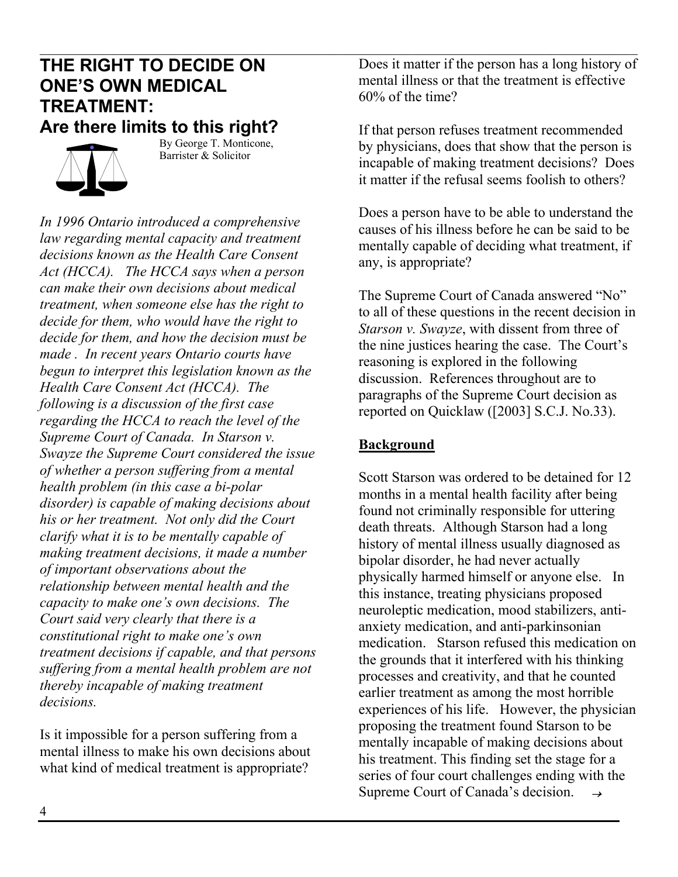# THE RIGHT TO DECIDE ON ONE'S OWN MEDICAL TREATMENT: Are there limits to this right?

By George T. Monticone, Barrister & Solicitor

*In 1996 Ontario introduced a comprehensive law regarding mental capacity and treatment decisions known as the Health Care Consent Act (HCCA). The HCCA says when a person can make their own decisions about medical treatment, when someone else has the right to decide for them, who would have the right to decide for them, and how the decision must be made . In recent years Ontario courts have begun to interpret this legislation known as the Health Care Consent Act (HCCA). The following is a discussion of the first case regarding the HCCA to reach the level of the Supreme Court of Canada. In Starson v. Swayze the Supreme Court considered the issue of whether a person suffering from a mental health problem (in this case a bi-polar disorder) is capable of making decisions about his or her treatment. Not only did the Court clarify what it is to be mentally capable of making treatment decisions, it made a number of important observations about the relationship between mental health and the capacity to make one's own decisions. The Court said very clearly that there is a constitutional right to make one's own treatment decisions if capable, and that persons suffering from a mental health problem are not thereby incapable of making treatment decisions.*

Is it impossible for a person suffering from a mental illness to make his own decisions about what kind of medical treatment is appropriate? Does it matter if the person has a long history of mental illness or that the treatment is effective 60% of the time?

If that person refuses treatment recommended by physicians, does that show that the person is incapable of making treatment decisions? Does it matter if the refusal seems foolish to others?

Does a person have to be able to understand the causes of his illness before he can be said to be mentally capable of deciding what treatment, if any, is appropriate?

The Supreme Court of Canada answered "No" to all of these questions in the recent decision in *Starson v. Swayze*, with dissent from three of the nine justices hearing the case. The Court's reasoning is explored in the following discussion. References throughout are to paragraphs of the Supreme Court decision as reported on Quicklaw ([2003] S.C.J. No.33).

## Background

Scott Starson was ordered to be detained for 12 months in a mental health facility after being found not criminally responsible for uttering death threats. Although Starson had a long history of mental illness usually diagnosed as bipolar disorder, he had never actually physically harmed himself or anyone else. In this instance, treating physicians proposed neuroleptic medication, mood stabilizers, anti-anxiety medication, and anti-parkinsonian medication. Starson refused this medication on the grounds that it interfered with his thinking processes and creativity, and that he counted earlier treatment as among the most horrible experiences of his life. However, the physician proposing the treatment found Starson to be mentally incapable of making decisions about his treatment. This finding set the stage for a series of four court challenges ending with the Supreme Court of Canada's decision. →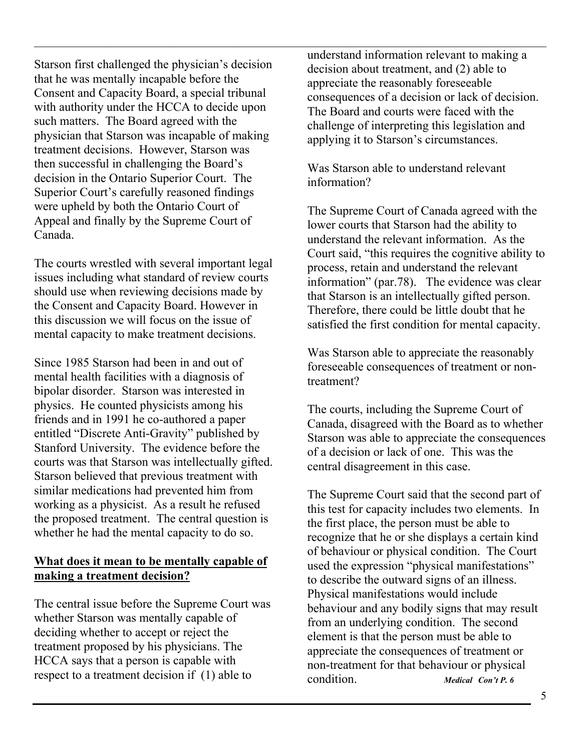Starson first challenged the physician's decision that he was mentally incapable before the Consent and Capacity Board, a special tribunal with authority under the HCCA to decide upon such matters. The Board agreed with the physician that Starson was incapable of making treatment decisions. However, Starson was then successful in challenging the Board's decision in the Ontario Superior Court. The Superior Court's carefully reasoned findings were upheld by both the Ontario Court of Appeal and finally by the Supreme Court of Canada.

The courts wrestled with several important legal issues including what standard of review courts should use when reviewing decisions made by the Consent and Capacity Board. However in this discussion we will focus on the issue of mental capacity to make treatment decisions.

Since 1985 Starson had been in and out of mental health facilities with a diagnosis of bipolar disorder. Starson was interested in physics. He counted physicists among his friends and in 1991 he co-authored a paper entitled "Discrete Anti-Gravity" published by Stanford University. The evidence before the courts was that Starson was intellectually gifted. Starson believed that previous treatment with similar medications had prevented him from working as a physicist. As a result he refused the proposed treatment. The central question is whether he had the mental capacity to do so.

**What does it mean to be mentally capable of making a treatment decision?**

The central issue before the Supreme Court was whether Starson was mentally capable of deciding whether to accept or reject the treatment proposed by his physicians. The HCCA says that a person is capable with respect to a treatment decision if (1) able to understand information relevant to making a decision about treatment, and (2) able to appreciate the reasonably foreseeable consequences of a decision or lack of decision. The Board and courts were faced with the challenge of interpreting this legislation and applying it to Starson's circumstances.

Was Starson able to understand relevant information?

The Supreme Court of Canada agreed with the lower courts that Starson had the ability to understand the relevant information. As the Court said, "this requires the cognitive ability to process, retain and understand the relevant information" (par.78). The evidence was clear that Starson is an intellectually gifted person. Therefore, there could be little doubt that he satisfied the first condition for mental capacity.

Was Starson able to appreciate the reasonably foreseeable consequences of treatment or non-treatment?

The courts, including the Supreme Court of Canada, disagreed with the Board as to whether Starson was able to appreciate the consequences of a decision or lack of one. This was the central disagreement in this case.

The Supreme Court said that the second part of this test for capacity includes two elements. In the first place, the person must be able to recognize that he or she displays a certain kind of behaviour or physical condition. The Court used the expression "physical manifestations" to describe the outward signs of an illness. Physical manifestations would include behaviour and any bodily signs that may result from an underlying condition. The second element is that the person must be able to appreciate the consequences of treatment or non-treatment for that behaviour or physical condition.

***Medical Con't P. 6***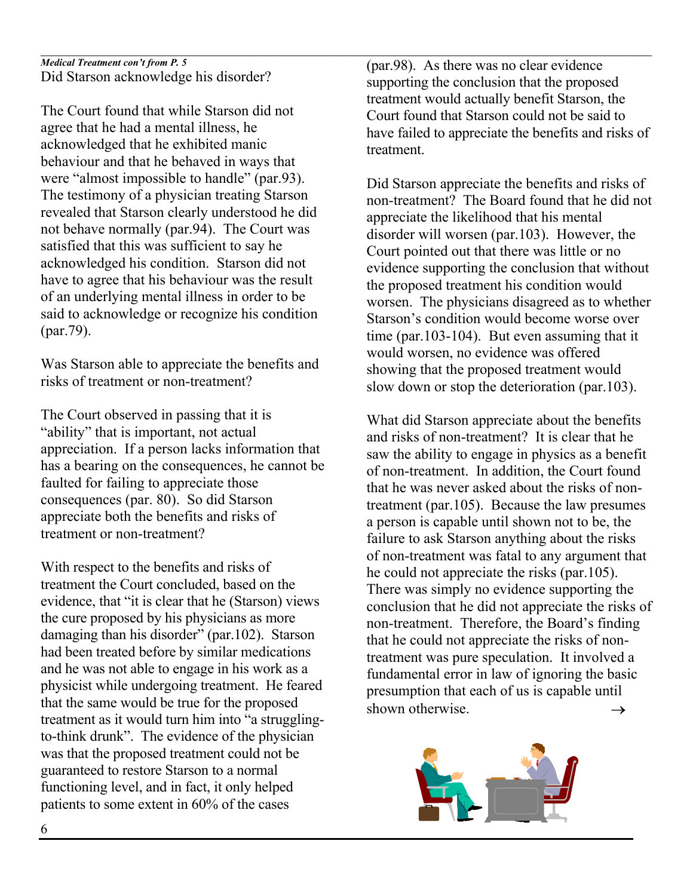*Medical Treatment con't from P. 5*

Did Starson acknowledge his disorder?

The Court found that while Starson did not agree that he had a mental illness, he acknowledged that he exhibited manic behaviour and that he behaved in ways that were "almost impossible to handle" (par.93). The testimony of a physician treating Starson revealed that Starson clearly understood he did not behave normally (par.94). The Court was satisfied that this was sufficient to say he acknowledged his condition. Starson did not have to agree that his behaviour was the result of an underlying mental illness in order to be said to acknowledge or recognize his condition (par.79).

Was Starson able to appreciate the benefits and risks of treatment or non-treatment?

The Court observed in passing that it is "ability" that is important, not actual appreciation. If a person lacks information that has a bearing on the consequences, he cannot be faulted for failing to appreciate those consequences (par. 80). So did Starson appreciate both the benefits and risks of treatment or non-treatment?

With respect to the benefits and risks of treatment the Court concluded, based on the evidence, that "it is clear that he (Starson) views the cure proposed by his physicians as more damaging than his disorder" (par.102). Starson had been treated before by similar medications and he was not able to engage in his work as a physicist while undergoing treatment. He feared that the same would be true for the proposed treatment as it would turn him into "a struggling-to-think drunk". The evidence of the physician was that the proposed treatment could not be guaranteed to restore Starson to a normal functioning level, and in fact, it only helped patients to some extent in 60% of the cases (par.98). As there was no clear evidence supporting the conclusion that the proposed treatment would actually benefit Starson, the Court found that Starson could not be said to have failed to appreciate the benefits and risks of treatment.

Did Starson appreciate the benefits and risks of non-treatment? The Board found that he did not appreciate the likelihood that his mental disorder will worsen (par.103). However, the Court pointed out that there was little or no evidence supporting the conclusion that without the proposed treatment his condition would worsen. The physicians disagreed as to whether Starson's condition would become worse over time (par.103-104). But even assuming that it would worsen, no evidence was offered showing that the proposed treatment would slow down or stop the deterioration (par.103).

What did Starson appreciate about the benefits and risks of non-treatment? It is clear that he saw the ability to engage in physics as a benefit of non-treatment. In addition, the Court found that he was never asked about the risks of non-treatment (par.105). Because the law presumes a person is capable until shown not to be, the failure to ask Starson anything about the risks of non-treatment was fatal to any argument that he could not appreciate the risks (par.105). There was simply no evidence supporting the conclusion that he did not appreciate the risks of non-treatment. Therefore, the Board's finding that he could not appreciate the risks of non-treatment was pure speculation. It involved a fundamental error in law of ignoring the basic presumption that each of us is capable until shown otherwise. →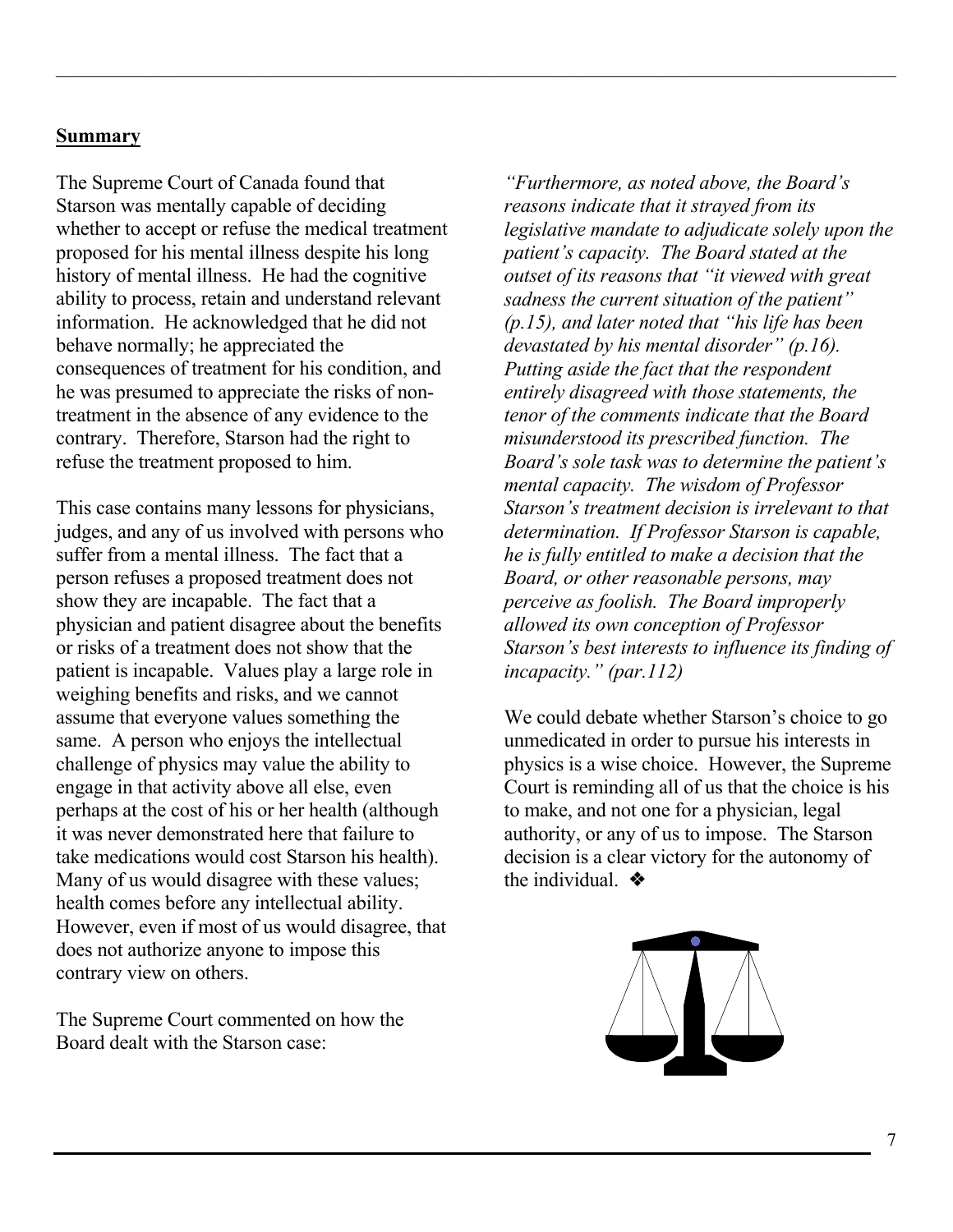## **Summary**

The Supreme Court of Canada found that Starson was mentally capable of deciding whether to accept or refuse the medical treatment proposed for his mental illness despite his long history of mental illness. He had the cognitive ability to process, retain and understand relevant information. He acknowledged that he did not behave normally; he appreciated the consequences of treatment for his condition, and he was presumed to appreciate the risks of non-treatment in the absence of any evidence to the contrary. Therefore, Starson had the right to refuse the treatment proposed to him.

This case contains many lessons for physicians, judges, and any of us involved with persons who suffer from a mental illness. The fact that a person refuses a proposed treatment does not show they are incapable. The fact that a physician and patient disagree about the benefits or risks of a treatment does not show that the patient is incapable. Values play a large role in weighing benefits and risks, and we cannot assume that everyone values something the same. A person who enjoys the intellectual challenge of physics may value the ability to engage in that activity above all else, even perhaps at the cost of his or her health (although it was never demonstrated here that failure to take medications would cost Starson his health). Many of us would disagree with these values; health comes before any intellectual ability. However, even if most of us would disagree, that does not authorize anyone to impose this contrary view on others.

The Supreme Court commented on how the Board dealt with the Starson case:

*"Furthermore, as noted above, the Board's reasons indicate that it strayed from its legislative mandate to adjudicate solely upon the patient's capacity. The Board stated at the outset of its reasons that "it viewed with great sadness the current situation of the patient" (p.15), and later noted that "his life has been devastated by his mental disorder" (p.16). Putting aside the fact that the respondent entirely disagreed with those statements, the tenor of the comments indicate that the Board misunderstood its prescribed function. The Board's sole task was to determine the patient's mental capacity. The wisdom of Professor Starson's treatment decision is irrelevant to that determination. If Professor Starson is capable, he is fully entitled to make a decision that the Board, or other reasonable persons, may perceive as foolish. The Board improperly allowed its own conception of Professor Starson's best interests to influence its finding of incapacity." (par.112)*

We could debate whether Starson's choice to go unmedicated in order to pursue his interests in physics is a wise choice. However, the Supreme Court is reminding all of us that the choice is his to make, and not one for a physician, legal authority, or any of us to impose. The Starson decision is a clear victory for the autonomy of the individual. ❖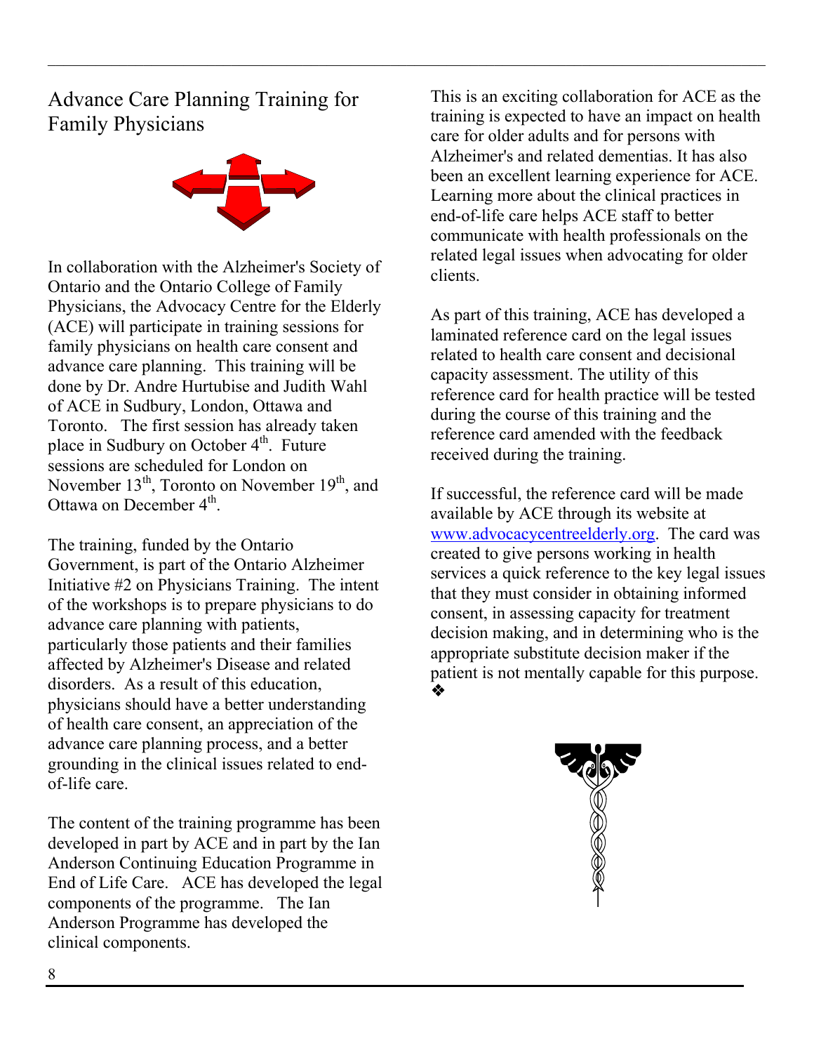## Advance Care Planning Training for Family Physicians

In collaboration with the Alzheimer's Society of Ontario and the Ontario College of Family Physicians, the Advocacy Centre for the Elderly (ACE) will participate in training sessions for family physicians on health care consent and advance care planning. This training will be done by Dr. Andre Hurtubise and Judith Wahl of ACE in Sudbury, London, Ottawa and Toronto. The first session has already taken place in Sudbury on October 4th. Future sessions are scheduled for London on November 13th, Toronto on November 19th, and Ottawa on December 4th.

The training, funded by the Ontario Government, is part of the Ontario Alzheimer Initiative #2 on Physicians Training. The intent of the workshops is to prepare physicians to do advance care planning with patients, particularly those patients and their families affected by Alzheimer's Disease and related disorders. As a result of this education, physicians should have a better understanding of health care consent, an appreciation of the advance care planning process, and a better grounding in the clinical issues related to end-of-life care.

The content of the training programme has been developed in part by ACE and in part by the Ian Anderson Continuing Education Programme in End of Life Care. ACE has developed the legal components of the programme. The Ian Anderson Programme has developed the clinical components.

This is an exciting collaboration for ACE as the training is expected to have an impact on health care for older adults and for persons with Alzheimer's and related dementias. It has also been an excellent learning experience for ACE. Learning more about the clinical practices in end-of-life care helps ACE staff to better communicate with health professionals on the related legal issues when advocating for older clients.

As part of this training, ACE has developed a laminated reference card on the legal issues related to health care consent and decisional capacity assessment. The utility of this reference card for health practice will be tested during the course of this training and the reference card amended with the feedback received during the training.

If successful, the reference card will be made available by ACE through its website at www.advocacycentreelderly.org. The card was created to give persons working in health services a quick reference to the key legal issues that they must consider in obtaining informed consent, in assessing capacity for treatment decision making, and in determining who is the appropriate substitute decision maker if the patient is not mentally capable for this purpose. ❖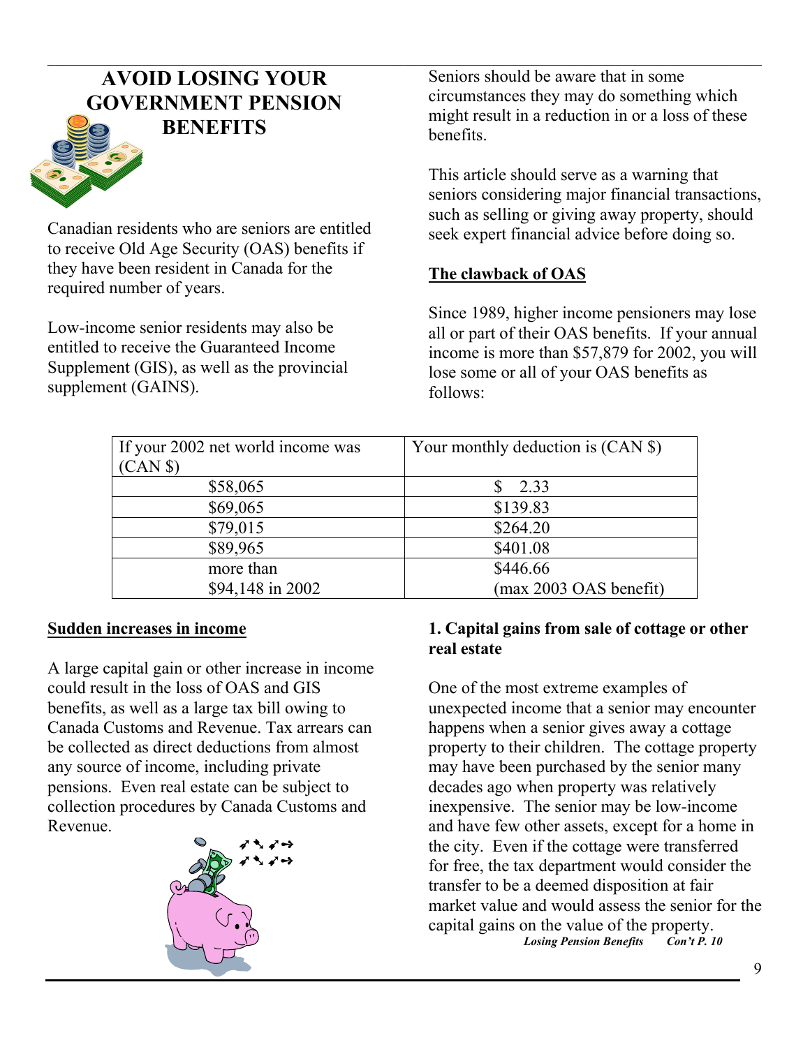# AVOID LOSING YOUR GOVERNMENT PENSION BENEFITS

Canadian residents who are seniors are entitled to receive Old Age Security (OAS) benefits if they have been resident in Canada for the required number of years.

Low-income senior residents may also be entitled to receive the Guaranteed Income Supplement (GIS), as well as the provincial supplement (GAINS).

Seniors should be aware that in some circumstances they may do something which might result in a reduction in or a loss of these benefits.

This article should serve as a warning that seniors considering major financial transactions, such as selling or giving away property, should seek expert financial advice before doing so.

## The clawback of OAS

Since 1989, higher income pensioners may lose all or part of their OAS benefits. If your annual income is more than $57,879 for 2002, you will lose some or all of your OAS benefits as follows:

| If your 2002 net world income was (CAN $) | Your monthly deduction is (CAN $) |
|---|---|
| $58,065 | $ 2.33 |
| $69,065 | $139.83 |
| $79,015 | $264.20 |
| $89,965 | $401.08 |
| more than $94,148 in 2002 | $446.66 (max 2003 OAS benefit) |

## Sudden increases in income

A large capital gain or other increase in income could result in the loss of OAS and GIS benefits, as well as a large tax bill owing to Canada Customs and Revenue. Tax arrears can be collected as direct deductions from almost any source of income, including private pensions. Even real estate can be subject to collection procedures by Canada Customs and Revenue.

### 1. Capital gains from sale of cottage or other real estate

One of the most extreme examples of unexpected income that a senior may encounter happens when a senior gives away a cottage property to their children. The cottage property may have been purchased by the senior many decades ago when property was relatively inexpensive. The senior may be low-income and have few other assets, except for a home in the city. Even if the cottage were transferred for free, the tax department would consider the transfer to be a deemed disposition at fair market value and would assess the senior for the capital gains on the value of the property.

***Losing Pension Benefits Con't P. 10***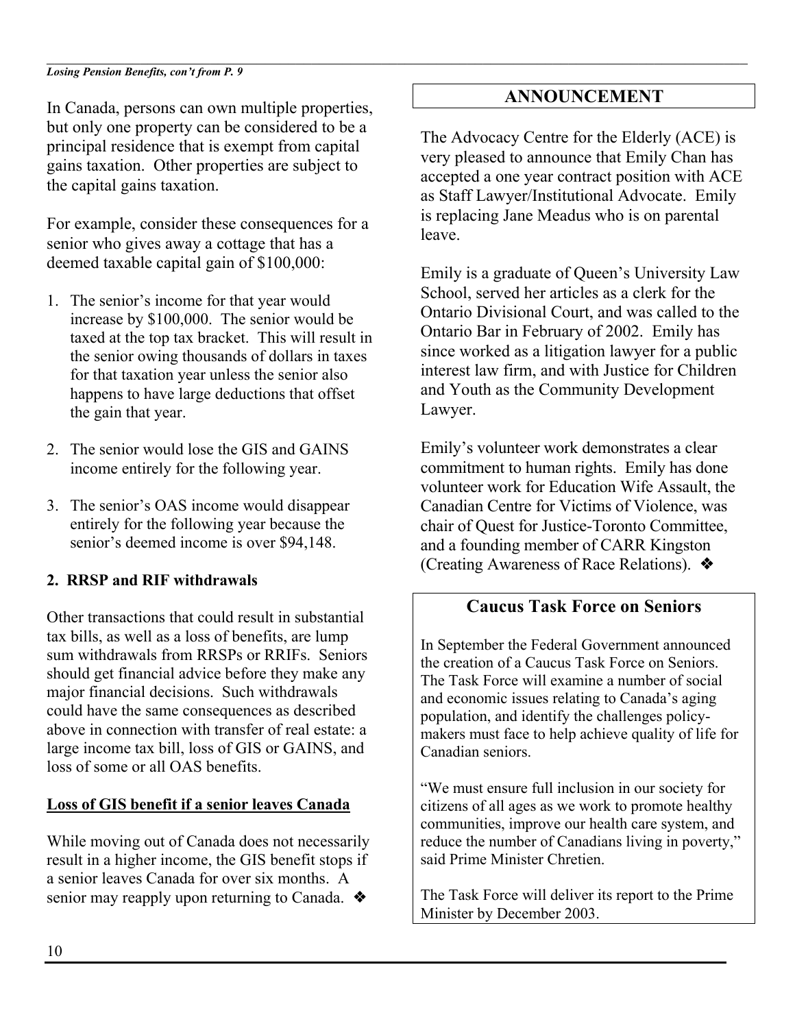*Losing Pension Benefits, con't from P. 9*

In Canada, persons can own multiple properties, but only one property can be considered to be a principal residence that is exempt from capital gains taxation. Other properties are subject to the capital gains taxation.

For example, consider these consequences for a senior who gives away a cottage that has a deemed taxable capital gain of $100,000:

1. The senior's income for that year would increase by $100,000. The senior would be taxed at the top tax bracket. This will result in the senior owing thousands of dollars in taxes for that taxation year unless the senior also happens to have large deductions that offset the gain that year.

2. The senior would lose the GIS and GAINS income entirely for the following year.

3. The senior's OAS income would disappear entirely for the following year because the senior's deemed income is over $94,148.

**2. RRSP and RIF withdrawals**

Other transactions that could result in substantial tax bills, as well as a loss of benefits, are lump sum withdrawals from RRSPs or RRIFs. Seniors should get financial advice before they make any major financial decisions. Such withdrawals could have the same consequences as described above in connection with transfer of real estate: a large income tax bill, loss of GIS or GAINS, and loss of some or all OAS benefits.

**<u>Loss of GIS benefit if a senior leaves Canada</u>**

While moving out of Canada does not necessarily result in a higher income, the GIS benefit stops if a senior leaves Canada for over six months. A senior may reapply upon returning to Canada. ❖

## ANNOUNCEMENT

The Advocacy Centre for the Elderly (ACE) is very pleased to announce that Emily Chan has accepted a one year contract position with ACE as Staff Lawyer/Institutional Advocate. Emily is replacing Jane Meadus who is on parental leave.

Emily is a graduate of Queen's University Law School, served her articles as a clerk for the Ontario Divisional Court, and was called to the Ontario Bar in February of 2002. Emily has since worked as a litigation lawyer for a public interest law firm, and with Justice for Children and Youth as the Community Development Lawyer.

Emily's volunteer work demonstrates a clear commitment to human rights. Emily has done volunteer work for Education Wife Assault, the Canadian Centre for Victims of Violence, was chair of Quest for Justice-Toronto Committee, and a founding member of CARR Kingston (Creating Awareness of Race Relations). ❖

## Caucus Task Force on Seniors

In September the Federal Government announced the creation of a Caucus Task Force on Seniors. The Task Force will examine a number of social and economic issues relating to Canada's aging population, and identify the challenges policy-makers must face to help achieve quality of life for Canadian seniors.

"We must ensure full inclusion in our society for citizens of all ages as we work to promote healthy communities, improve our health care system, and reduce the number of Canadians living in poverty," said Prime Minister Chretien.

The Task Force will deliver its report to the Prime Minister by December 2003.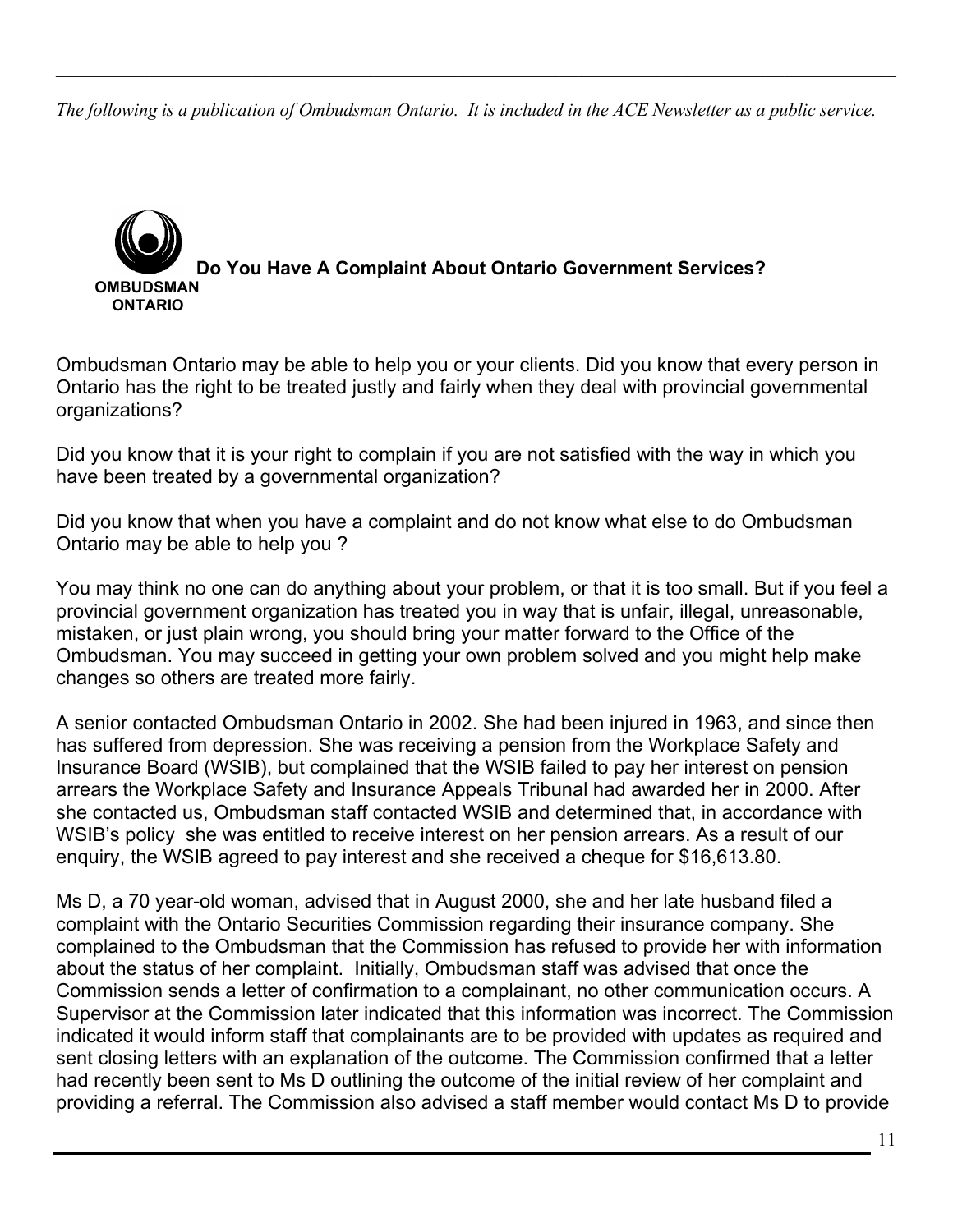*The following is a publication of Ombudsman Ontario. It is included in the ACE Newsletter as a public service.*

**OMBUDSMAN ONTARIO**

## Do You Have A Complaint About Ontario Government Services?

Ombudsman Ontario may be able to help you or your clients. Did you know that every person in Ontario has the right to be treated justly and fairly when they deal with provincial governmental organizations?

Did you know that it is your right to complain if you are not satisfied with the way in which you have been treated by a governmental organization?

Did you know that when you have a complaint and do not know what else to do Ombudsman Ontario may be able to help you ?

You may think no one can do anything about your problem, or that it is too small. But if you feel a provincial government organization has treated you in way that is unfair, illegal, unreasonable, mistaken, or just plain wrong, you should bring your matter forward to the Office of the Ombudsman. You may succeed in getting your own problem solved and you might help make changes so others are treated more fairly.

A senior contacted Ombudsman Ontario in 2002. She had been injured in 1963, and since then has suffered from depression. She was receiving a pension from the Workplace Safety and Insurance Board (WSIB), but complained that the WSIB failed to pay her interest on pension arrears the Workplace Safety and Insurance Appeals Tribunal had awarded her in 2000. After she contacted us, Ombudsman staff contacted WSIB and determined that, in accordance with WSIB's policy she was entitled to receive interest on her pension arrears. As a result of our enquiry, the WSIB agreed to pay interest and she received a cheque for $16,613.80.

Ms D, a 70 year-old woman, advised that in August 2000, she and her late husband filed a complaint with the Ontario Securities Commission regarding their insurance company. She complained to the Ombudsman that the Commission has refused to provide her with information about the status of her complaint. Initially, Ombudsman staff was advised that once the Commission sends a letter of confirmation to a complainant, no other communication occurs. A Supervisor at the Commission later indicated that this information was incorrect. The Commission indicated it would inform staff that complainants are to be provided with updates as required and sent closing letters with an explanation of the outcome. The Commission confirmed that a letter had recently been sent to Ms D outlining the outcome of the initial review of her complaint and providing a referral. The Commission also advised a staff member would contact Ms D to provide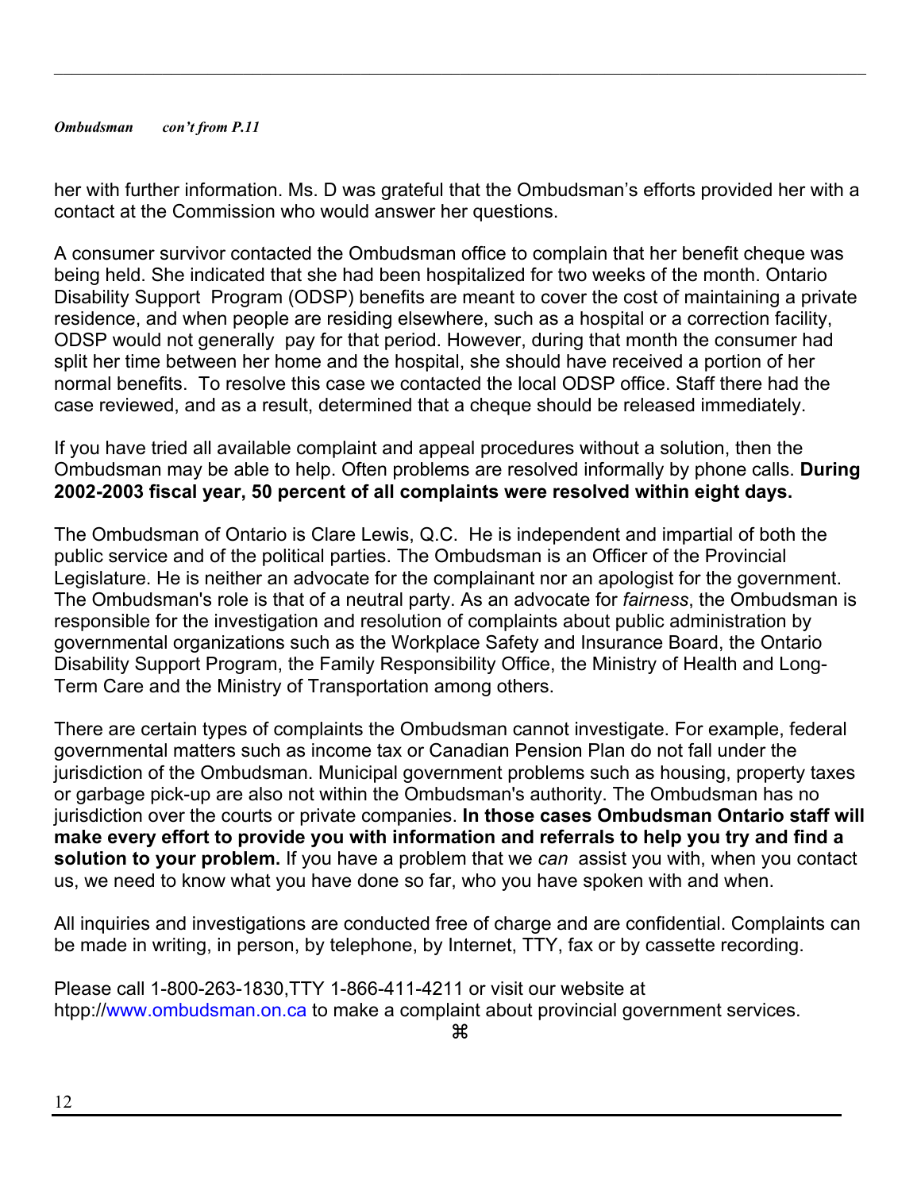*Ombudsman con't from P.11*

her with further information. Ms. D was grateful that the Ombudsman's efforts provided her with a contact at the Commission who would answer her questions.

A consumer survivor contacted the Ombudsman office to complain that her benefit cheque was being held. She indicated that she had been hospitalized for two weeks of the month. Ontario Disability Support Program (ODSP) benefits are meant to cover the cost of maintaining a private residence, and when people are residing elsewhere, such as a hospital or a correction facility, ODSP would not generally pay for that period. However, during that month the consumer had split her time between her home and the hospital, she should have received a portion of her normal benefits. To resolve this case we contacted the local ODSP office. Staff there had the case reviewed, and as a result, determined that a cheque should be released immediately.

If you have tried all available complaint and appeal procedures without a solution, then the Ombudsman may be able to help. Often problems are resolved informally by phone calls. **During 2002-2003 fiscal year, 50 percent of all complaints were resolved within eight days.**

The Ombudsman of Ontario is Clare Lewis, Q.C. He is independent and impartial of both the public service and of the political parties. The Ombudsman is an Officer of the Provincial Legislature. He is neither an advocate for the complainant nor an apologist for the government. The Ombudsman's role is that of a neutral party. As an advocate for *fairness*, the Ombudsman is responsible for the investigation and resolution of complaints about public administration by governmental organizations such as the Workplace Safety and Insurance Board, the Ontario Disability Support Program, the Family Responsibility Office, the Ministry of Health and Long-Term Care and the Ministry of Transportation among others.

There are certain types of complaints the Ombudsman cannot investigate. For example, federal governmental matters such as income tax or Canadian Pension Plan do not fall under the jurisdiction of the Ombudsman. Municipal government problems such as housing, property taxes or garbage pick-up are also not within the Ombudsman's authority. The Ombudsman has no jurisdiction over the courts or private companies. **In those cases Ombudsman Ontario staff will make every effort to provide you with information and referrals to help you try and find a solution to your problem.** If you have a problem that we *can* assist you with, when you contact us, we need to know what you have done so far, who you have spoken with and when.

All inquiries and investigations are conducted free of charge and are confidential. Complaints can be made in writing, in person, by telephone, by Internet, TTY, fax or by cassette recording.

Please call 1-800-263-1830,TTY 1-866-411-4211 or visit our website at htpp://www.ombudsman.on.ca to make a complaint about provincial government services.

⌘